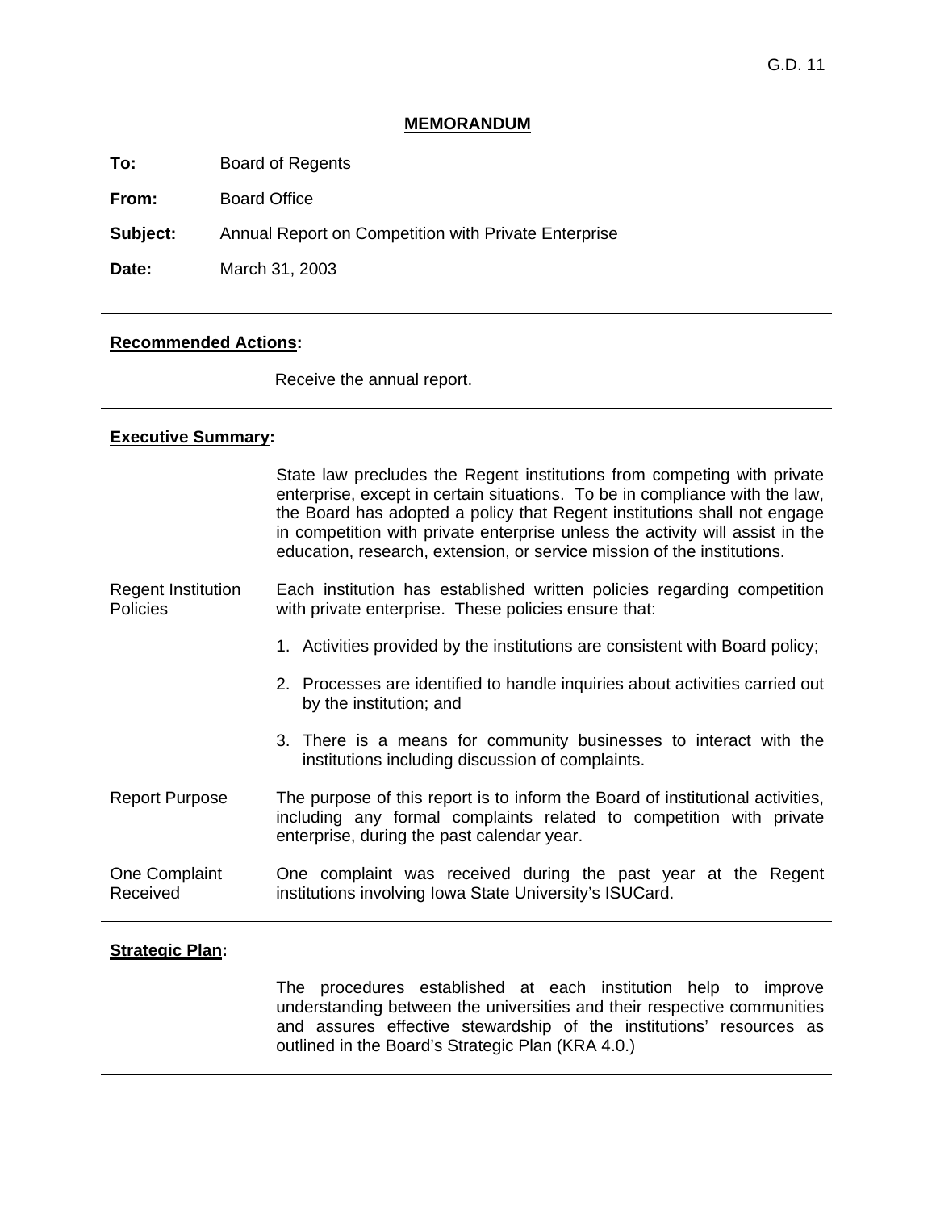G.D. 11

**MEMORANDUM**

**To:** Board of Regents

**From:** Board Office

**Subject:** Annual Report on Competition with Private Enterprise

**Date:** March 31, 2003

---

**Recommended Actions:**

Receive the annual report.

---

**Executive Summary:**

State law precludes the Regent institutions from competing with private enterprise, except in certain situations. To be in compliance with the law, the Board has adopted a policy that Regent institutions shall not engage in competition with private enterprise unless the activity will assist in the education, research, extension, or service mission of the institutions.

Regent Institution Policies

Each institution has established written policies regarding competition with private enterprise. These policies ensure that:

1. Activities provided by the institutions are consistent with Board policy;
2. Processes are identified to handle inquiries about activities carried out by the institution; and
3. There is a means for community businesses to interact with the institutions including discussion of complaints.

Report Purpose

The purpose of this report is to inform the Board of institutional activities, including any formal complaints related to competition with private enterprise, during the past calendar year.

One Complaint Received

One complaint was received during the past year at the Regent institutions involving Iowa State University's ISUCard.

---

**Strategic Plan:**

The procedures established at each institution help to improve understanding between the universities and their respective communities and assures effective stewardship of the institutions' resources as outlined in the Board's Strategic Plan (KRA 4.0.)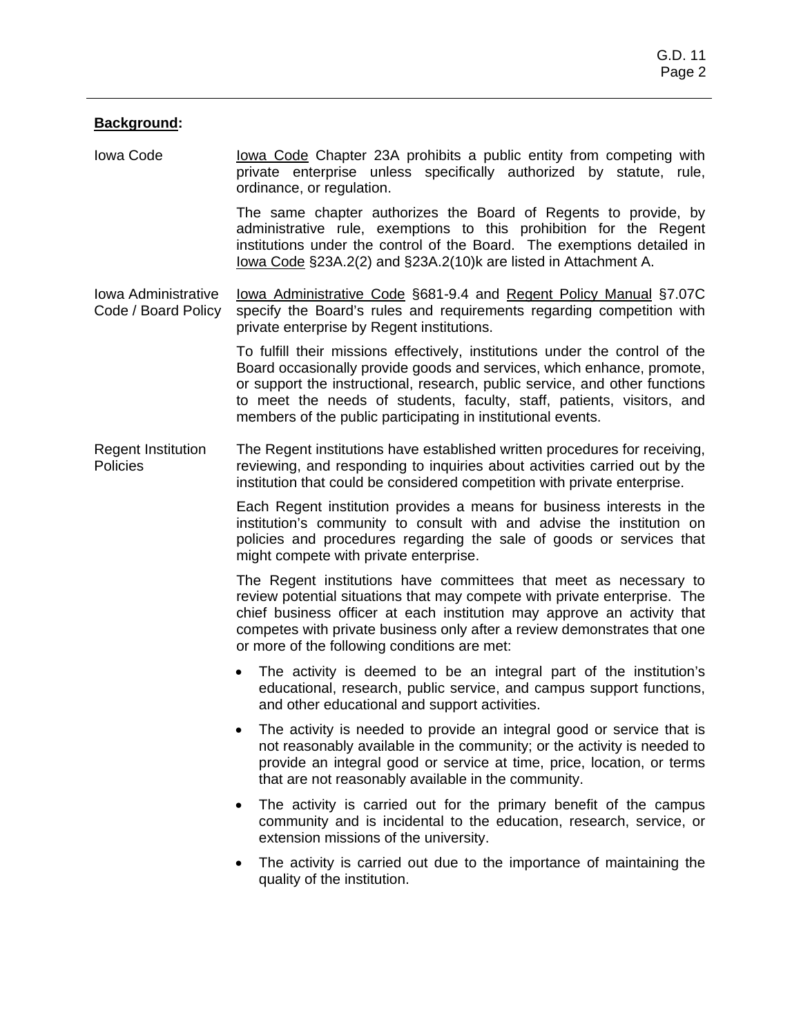**Background:**

Iowa Code

Iowa Code Chapter 23A prohibits a public entity from competing with private enterprise unless specifically authorized by statute, rule, ordinance, or regulation.

The same chapter authorizes the Board of Regents to provide, by administrative rule, exemptions to this prohibition for the Regent institutions under the control of the Board. The exemptions detailed in Iowa Code §23A.2(2) and §23A.2(10)k are listed in Attachment A.

Iowa Administrative Code / Board Policy

Iowa Administrative Code §681-9.4 and Regent Policy Manual §7.07C specify the Board's rules and requirements regarding competition with private enterprise by Regent institutions.

To fulfill their missions effectively, institutions under the control of the Board occasionally provide goods and services, which enhance, promote, or support the instructional, research, public service, and other functions to meet the needs of students, faculty, staff, patients, visitors, and members of the public participating in institutional events.

Regent Institution Policies

The Regent institutions have established written procedures for receiving, reviewing, and responding to inquiries about activities carried out by the institution that could be considered competition with private enterprise.

Each Regent institution provides a means for business interests in the institution's community to consult with and advise the institution on policies and procedures regarding the sale of goods or services that might compete with private enterprise.

The Regent institutions have committees that meet as necessary to review potential situations that may compete with private enterprise. The chief business officer at each institution may approve an activity that competes with private business only after a review demonstrates that one or more of the following conditions are met:

- The activity is deemed to be an integral part of the institution's educational, research, public service, and campus support functions, and other educational and support activities.
- The activity is needed to provide an integral good or service that is not reasonably available in the community; or the activity is needed to provide an integral good or service at time, price, location, or terms that are not reasonably available in the community.
- The activity is carried out for the primary benefit of the campus community and is incidental to the education, research, service, or extension missions of the university.
- The activity is carried out due to the importance of maintaining the quality of the institution.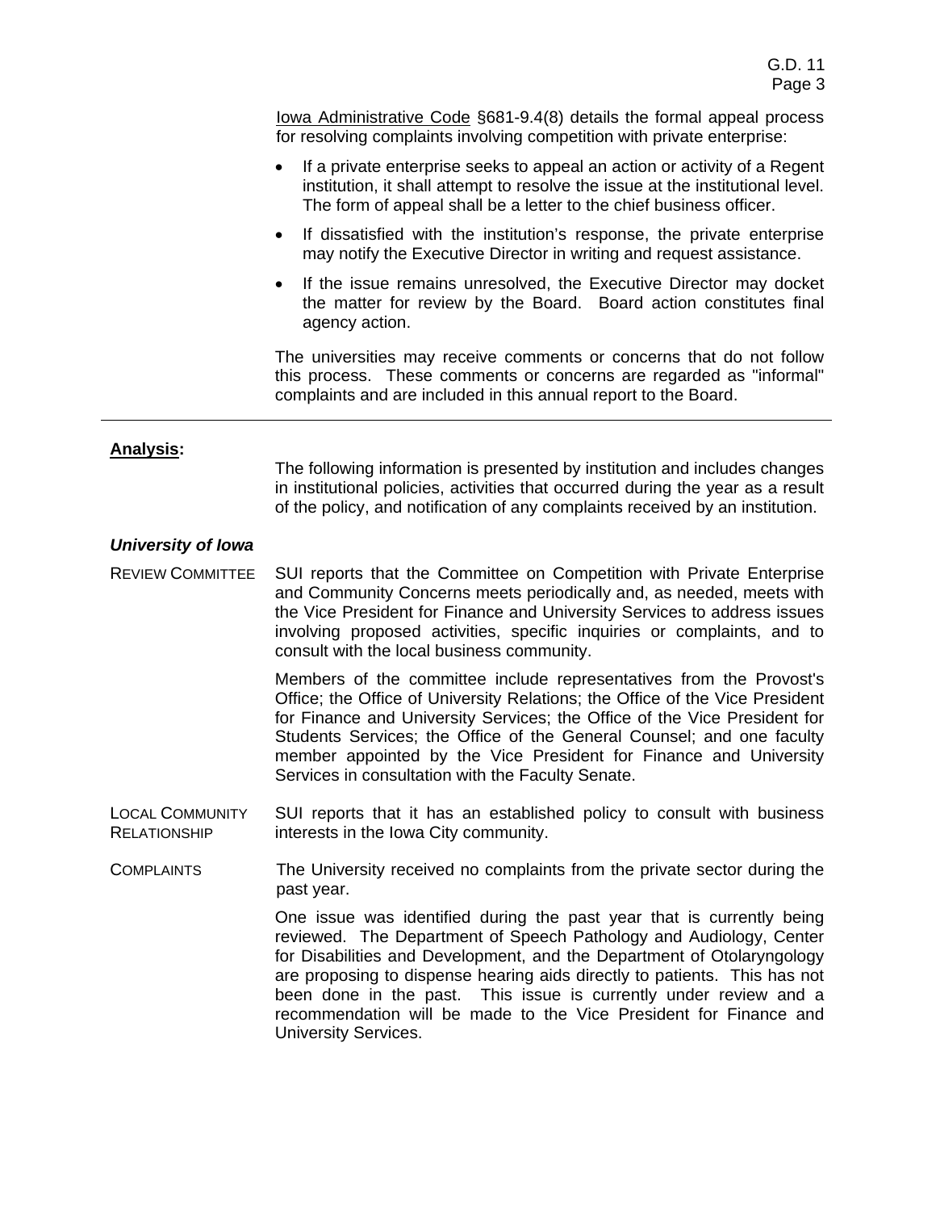Iowa Administrative Code §681-9.4(8) details the formal appeal process for resolving complaints involving competition with private enterprise:

- If a private enterprise seeks to appeal an action or activity of a Regent institution, it shall attempt to resolve the issue at the institutional level. The form of appeal shall be a letter to the chief business officer.
- If dissatisfied with the institution's response, the private enterprise may notify the Executive Director in writing and request assistance.
- If the issue remains unresolved, the Executive Director may docket the matter for review by the Board. Board action constitutes final agency action.

The universities may receive comments or concerns that do not follow this process. These comments or concerns are regarded as "informal" complaints and are included in this annual report to the Board.

---

**Analysis:**

The following information is presented by institution and includes changes in institutional policies, activities that occurred during the year as a result of the policy, and notification of any complaints received by an institution.

***University of Iowa***

REVIEW COMMITTEE

SUI reports that the Committee on Competition with Private Enterprise and Community Concerns meets periodically and, as needed, meets with the Vice President for Finance and University Services to address issues involving proposed activities, specific inquiries or complaints, and to consult with the local business community.

Members of the committee include representatives from the Provost's Office; the Office of University Relations; the Office of the Vice President for Finance and University Services; the Office of the Vice President for Students Services; the Office of the General Counsel; and one faculty member appointed by the Vice President for Finance and University Services in consultation with the Faculty Senate.

LOCAL COMMUNITY RELATIONSHIP

SUI reports that it has an established policy to consult with business interests in the Iowa City community.

COMPLAINTS

The University received no complaints from the private sector during the past year.

One issue was identified during the past year that is currently being reviewed. The Department of Speech Pathology and Audiology, Center for Disabilities and Development, and the Department of Otolaryngology are proposing to dispense hearing aids directly to patients. This has not been done in the past. This issue is currently under review and a recommendation will be made to the Vice President for Finance and University Services.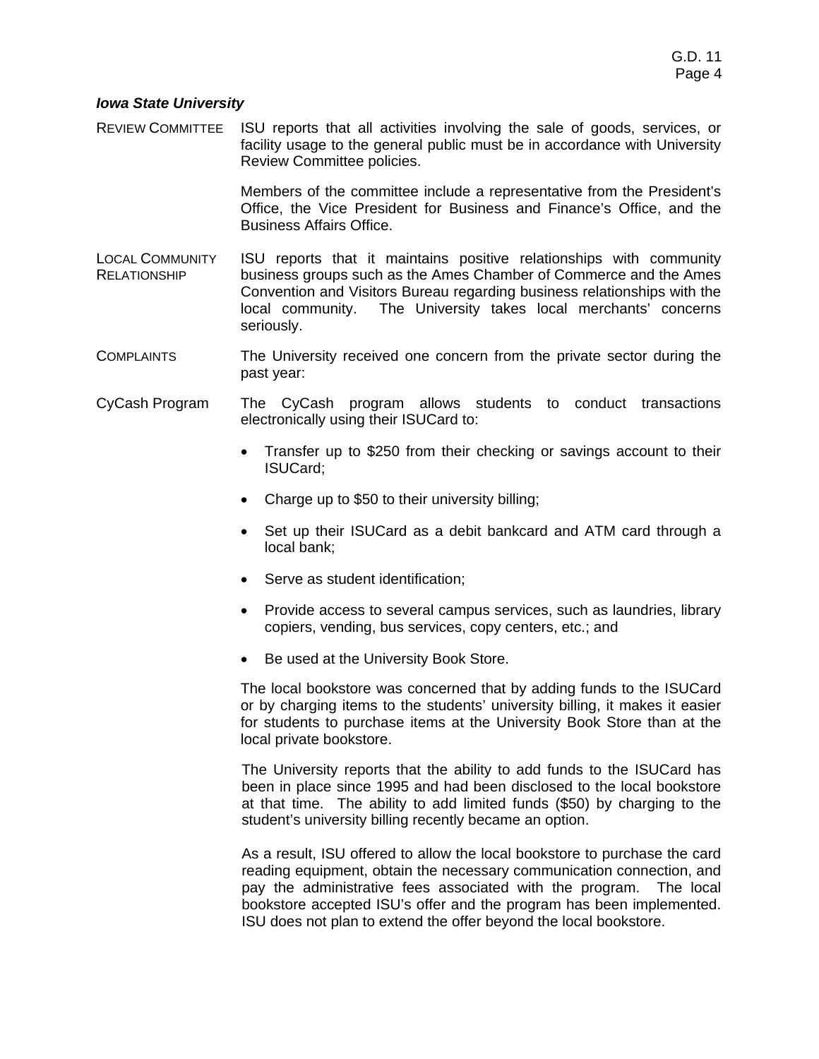***Iowa State University***

REVIEW COMMITTEE

ISU reports that all activities involving the sale of goods, services, or facility usage to the general public must be in accordance with University Review Committee policies.

Members of the committee include a representative from the President's Office, the Vice President for Business and Finance's Office, and the Business Affairs Office.

LOCAL COMMUNITY RELATIONSHIP

ISU reports that it maintains positive relationships with community business groups such as the Ames Chamber of Commerce and the Ames Convention and Visitors Bureau regarding business relationships with the local community. The University takes local merchants' concerns seriously.

COMPLAINTS

The University received one concern from the private sector during the past year:

CyCash Program

The CyCash program allows students to conduct transactions electronically using their ISUCard to:

- Transfer up to $250 from their checking or savings account to their ISUCard;
- Charge up to $50 to their university billing;
- Set up their ISUCard as a debit bankcard and ATM card through a local bank;
- Serve as student identification;
- Provide access to several campus services, such as laundries, library copiers, vending, bus services, copy centers, etc.; and
- Be used at the University Book Store.

The local bookstore was concerned that by adding funds to the ISUCard or by charging items to the students' university billing, it makes it easier for students to purchase items at the University Book Store than at the local private bookstore.

The University reports that the ability to add funds to the ISUCard has been in place since 1995 and had been disclosed to the local bookstore at that time. The ability to add limited funds ($50) by charging to the student's university billing recently became an option.

As a result, ISU offered to allow the local bookstore to purchase the card reading equipment, obtain the necessary communication connection, and pay the administrative fees associated with the program. The local bookstore accepted ISU's offer and the program has been implemented. ISU does not plan to extend the offer beyond the local bookstore.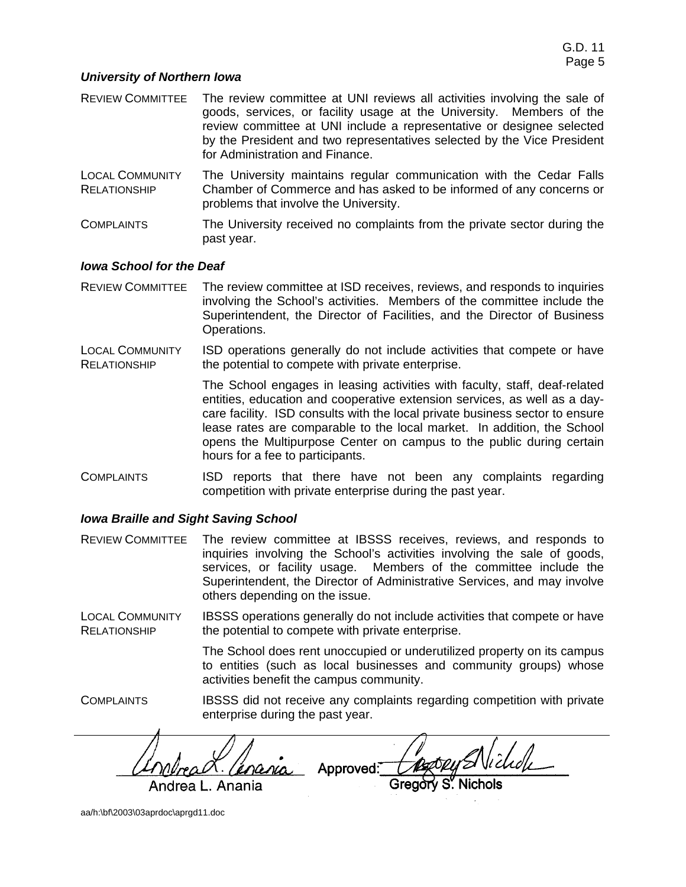### *University of Northern Iowa*

| | |
|---|---|
| REVIEW COMMITTEE | The review committee at UNI reviews all activities involving the sale of goods, services, or facility usage at the University. Members of the review committee at UNI include a representative or designee selected by the President and two representatives selected by the Vice President for Administration and Finance. |
| LOCAL COMMUNITY RELATIONSHIP | The University maintains regular communication with the Cedar Falls Chamber of Commerce and has asked to be informed of any concerns or problems that involve the University. |
| COMPLAINTS | The University received no complaints from the private sector during the past year. |

### *Iowa School for the Deaf*

| | |
|---|---|
| REVIEW COMMITTEE | The review committee at ISD receives, reviews, and responds to inquiries involving the School's activities. Members of the committee include the Superintendent, the Director of Facilities, and the Director of Business Operations. |
| LOCAL COMMUNITY RELATIONSHIP | ISD operations generally do not include activities that compete or have the potential to compete with private enterprise.<br><br>The School engages in leasing activities with faculty, staff, deaf-related entities, education and cooperative extension services, as well as a day-care facility. ISD consults with the local private business sector to ensure lease rates are comparable to the local market. In addition, the School opens the Multipurpose Center on campus to the public during certain hours for a fee to participants. |
| COMPLAINTS | ISD reports that there have not been any complaints regarding competition with private enterprise during the past year. |

### *Iowa Braille and Sight Saving School*

| | |
|---|---|
| REVIEW COMMITTEE | The review committee at IBSSS receives, reviews, and responds to inquiries involving the School's activities involving the sale of goods, services, or facility usage. Members of the committee include the Superintendent, the Director of Administrative Services, and may involve others depending on the issue. |
| LOCAL COMMUNITY RELATIONSHIP | IBSSS operations generally do not include activities that compete or have the potential to compete with private enterprise.<br><br>The School does rent unoccupied or underutilized property on its campus to entities (such as local businesses and community groups) whose activities benefit the campus community. |
| COMPLAINTS | IBSSS did not receive any complaints regarding competition with private enterprise during the past year. |

---

Andrea L. Anania

Approved: Gregory S. Nichols

aa/h:\bf\2003\03aprdoc\aprgd11.doc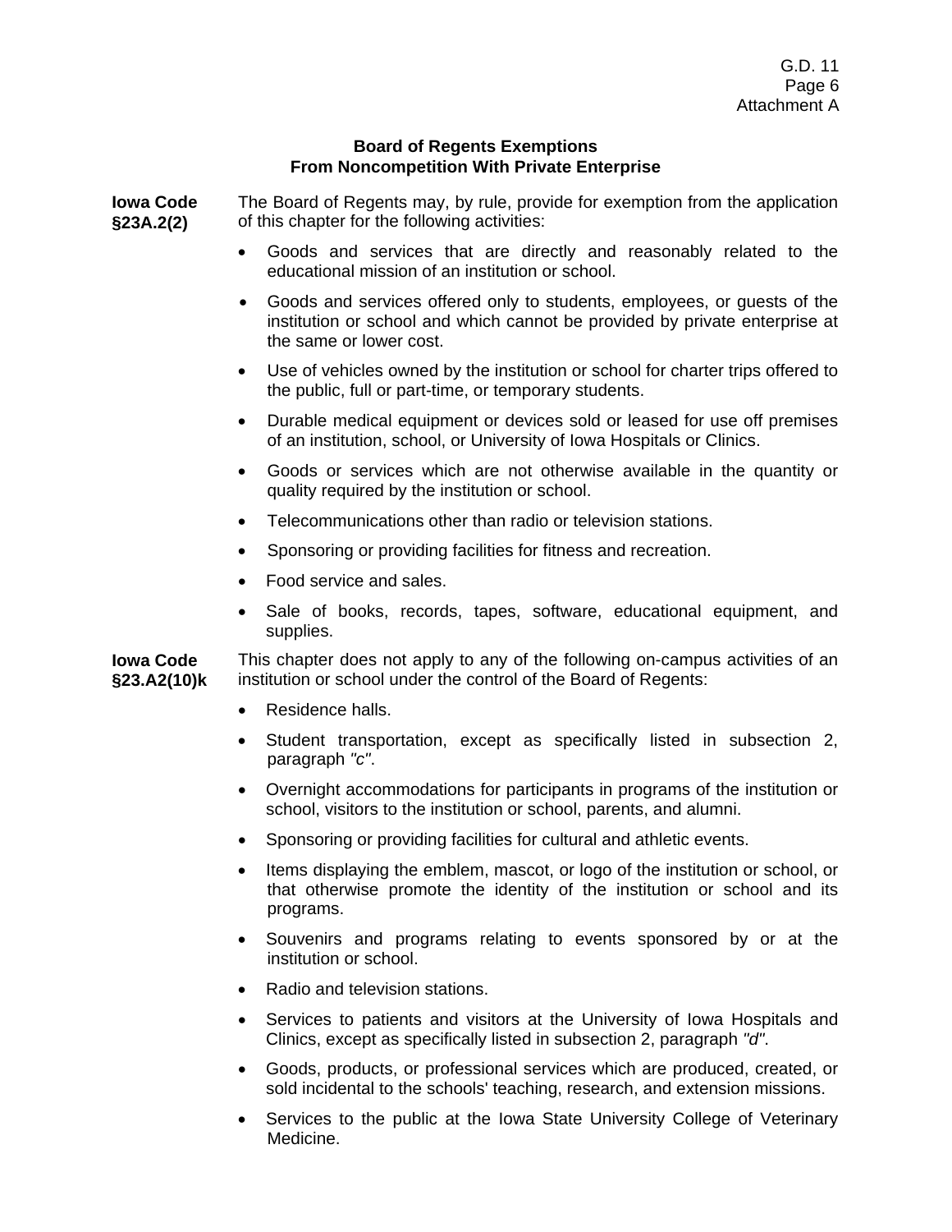**Board of Regents Exemptions**
**From Noncompetition With Private Enterprise**

**Iowa Code §23A.2(2)**

The Board of Regents may, by rule, provide for exemption from the application of this chapter for the following activities:

- Goods and services that are directly and reasonably related to the educational mission of an institution or school.
- Goods and services offered only to students, employees, or guests of the institution or school and which cannot be provided by private enterprise at the same or lower cost.
- Use of vehicles owned by the institution or school for charter trips offered to the public, full or part-time, or temporary students.
- Durable medical equipment or devices sold or leased for use off premises of an institution, school, or University of Iowa Hospitals or Clinics.
- Goods or services which are not otherwise available in the quantity or quality required by the institution or school.
- Telecommunications other than radio or television stations.
- Sponsoring or providing facilities for fitness and recreation.
- Food service and sales.
- Sale of books, records, tapes, software, educational equipment, and supplies.

**Iowa Code §23.A2(10)k**

This chapter does not apply to any of the following on-campus activities of an institution or school under the control of the Board of Regents:

- Residence halls.
- Student transportation, except as specifically listed in subsection 2, paragraph *"c"*.
- Overnight accommodations for participants in programs of the institution or school, visitors to the institution or school, parents, and alumni.
- Sponsoring or providing facilities for cultural and athletic events.
- Items displaying the emblem, mascot, or logo of the institution or school, or that otherwise promote the identity of the institution or school and its programs.
- Souvenirs and programs relating to events sponsored by or at the institution or school.
- Radio and television stations.
- Services to patients and visitors at the University of Iowa Hospitals and Clinics, except as specifically listed in subsection 2, paragraph *"d"*.
- Goods, products, or professional services which are produced, created, or sold incidental to the schools' teaching, research, and extension missions.
- Services to the public at the Iowa State University College of Veterinary Medicine.